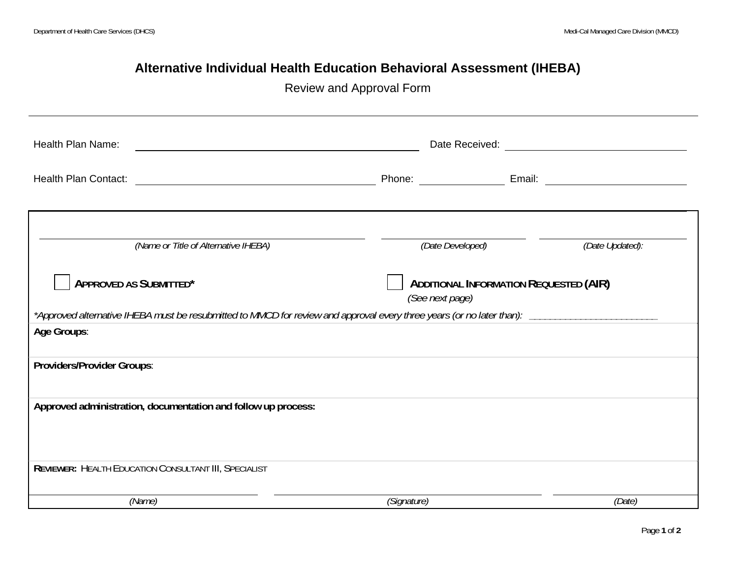# Alternative Individual Health Education Behavioral Assessment (IHEBA)

Review and Approval Form

---

Health Plan Name: ______________________________ Date Received: ______________________

Health Plan Contact: ______________________________ Phone: ______________ Email: ______________________

______________________________ ______________________ ______________________

*(Name or Title of Alternative IHEBA)* *(Date Developed)* *(Date Updated):*

☐ **APPROVED AS SUBMITTED***

☐ **ADDITIONAL INFORMATION REQUESTED (AIR)** *(See next page)*

**Approved alternative IHEBA must be resubmitted to MMCD for review and approval every three years (or no later than):* ______________________

**Age Groups**:

**Providers/Provider Groups**:

**Approved administration, documentation and follow up process:**

**REVIEWER:** HEALTH EDUCATION CONSULTANT III, SPECIALIST

______________________ ______________________ ______________________

*(Name)* *(Signature)* *(Date)*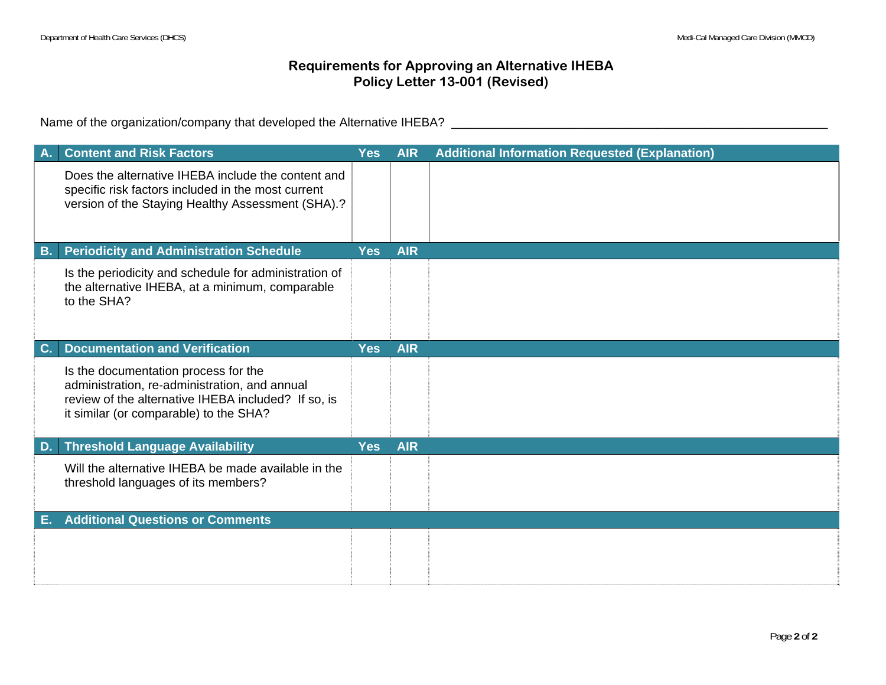# Requirements for Approving an Alternative IHEBA
## Policy Letter 13-001 (Revised)

Name of the organization/company that developed the Alternative IHEBA? ____________________________________________________________

| | | Yes | AIR | Additional Information Requested (Explanation) |
|---|---|---|---|---|
| **A.** | **Content and Risk Factors** | **Yes** | **AIR** | **Additional Information Requested (Explanation)** |
| | Does the alternative IHEBA include the content and specific risk factors included in the most current version of the Staying Healthy Assessment (SHA).? | | | |
| **B.** | **Periodicity and Administration Schedule** | **Yes** | **AIR** | |
| | Is the periodicity and schedule for administration of the alternative IHEBA, at a minimum, comparable to the SHA? | | | |
| **C.** | **Documentation and Verification** | **Yes** | **AIR** | |
| | Is the documentation process for the administration, re-administration, and annual review of the alternative IHEBA included? If so, is it similar (or comparable) to the SHA? | | | |
| **D.** | **Threshold Language Availability** | **Yes** | **AIR** | |
| | Will the alternative IHEBA be made available in the threshold languages of its members? | | | |
| **E.** | **Additional Questions or Comments** | | | |
| | | | | |